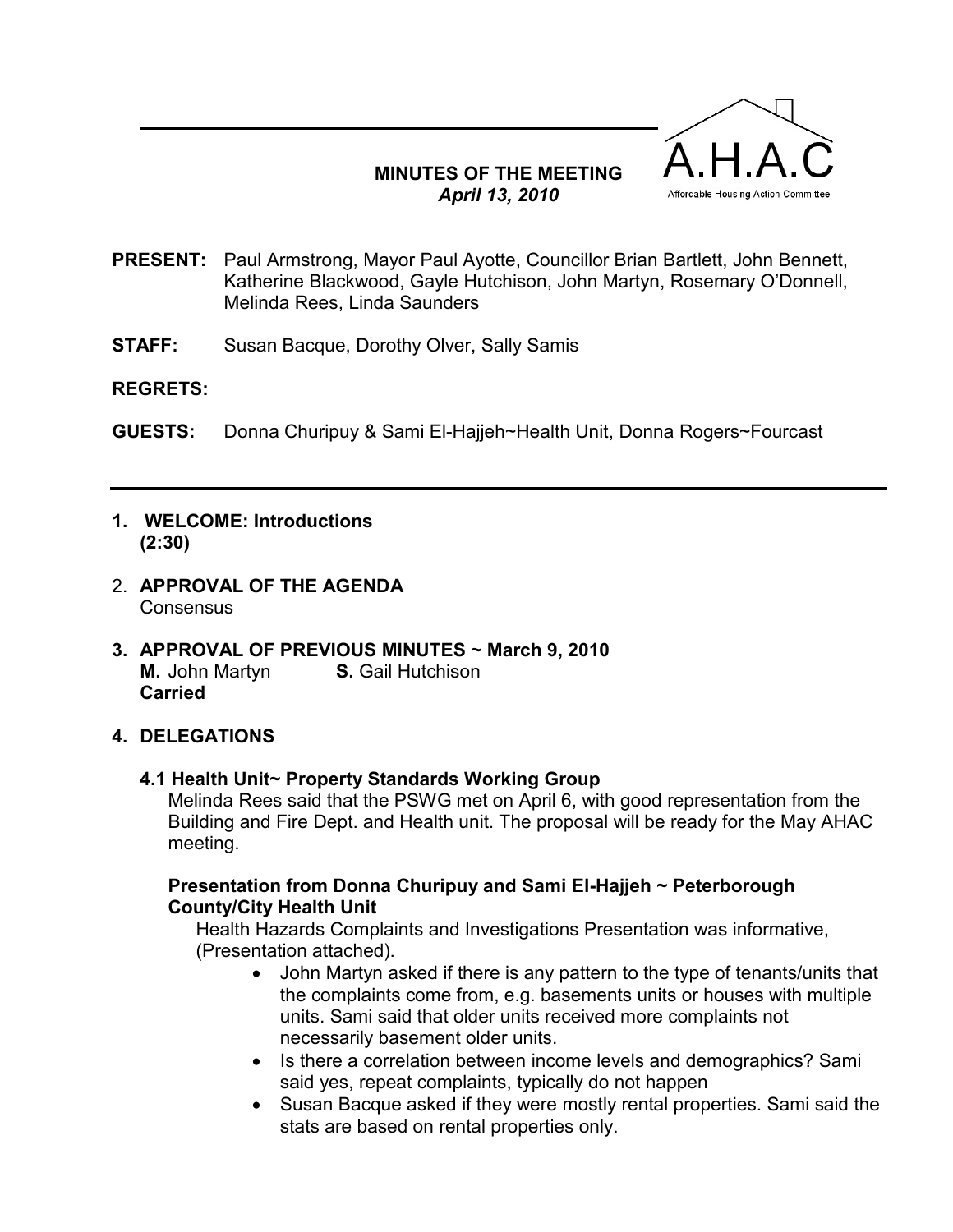A.H.A.C

Affordable Housing Action Committee

**MINUTES OF THE MEETING**
***April 13, 2010***

**PRESENT:** Paul Armstrong, Mayor Paul Ayotte, Councillor Brian Bartlett, John Bennett, Katherine Blackwood, Gayle Hutchison, John Martyn, Rosemary O'Donnell, Melinda Rees, Linda Saunders

**STAFF:** Susan Bacque, Dorothy Olver, Sally Samis

**REGRETS:**

**GUESTS:** Donna Churipuy & Sami El-Hajjeh~Health Unit, Donna Rogers~Fourcast

---

**1. WELCOME: Introductions (2:30)**

2. **APPROVAL OF THE AGENDA**
Consensus

**3. APPROVAL OF PREVIOUS MINUTES ~ March 9, 2010**
**M.** John Martyn **S.** Gail Hutchison
**Carried**

**4. DELEGATIONS**

**4.1 Health Unit~ Property Standards Working Group**

Melinda Rees said that the PSWG met on April 6, with good representation from the Building and Fire Dept. and Health unit. The proposal will be ready for the May AHAC meeting.

**Presentation from Donna Churipuy and Sami El-Hajjeh ~ Peterborough County/City Health Unit**

Health Hazards Complaints and Investigations Presentation was informative, (Presentation attached).

- John Martyn asked if there is any pattern to the type of tenants/units that the complaints come from, e.g. basements units or houses with multiple units. Sami said that older units received more complaints not necessarily basement older units.
- Is there a correlation between income levels and demographics? Sami said yes, repeat complaints, typically do not happen
- Susan Bacque asked if they were mostly rental properties. Sami said the stats are based on rental properties only.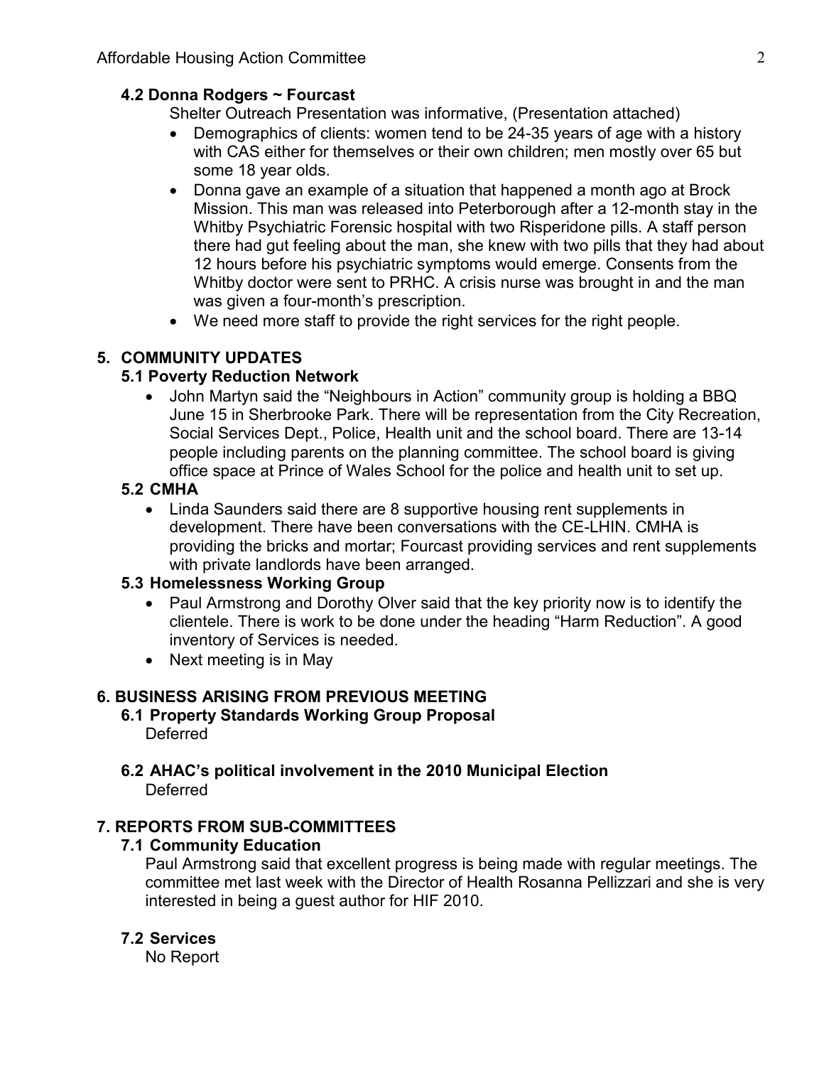### 4.2 Donna Rodgers ~ Fourcast

Shelter Outreach Presentation was informative, (Presentation attached)

- Demographics of clients: women tend to be 24-35 years of age with a history with CAS either for themselves or their own children; men mostly over 65 but some 18 year olds.
- Donna gave an example of a situation that happened a month ago at Brock Mission. This man was released into Peterborough after a 12-month stay in the Whitby Psychiatric Forensic hospital with two Risperidone pills. A staff person there had gut feeling about the man, she knew with two pills that they had about 12 hours before his psychiatric symptoms would emerge. Consents from the Whitby doctor were sent to PRHC. A crisis nurse was brought in and the man was given a four-month's prescription.
- We need more staff to provide the right services for the right people.

## 5. COMMUNITY UPDATES

### 5.1 Poverty Reduction Network

- John Martyn said the "Neighbours in Action" community group is holding a BBQ June 15 in Sherbrooke Park. There will be representation from the City Recreation, Social Services Dept., Police, Health unit and the school board. There are 13-14 people including parents on the planning committee. The school board is giving office space at Prince of Wales School for the police and health unit to set up.

### 5.2 CMHA

- Linda Saunders said there are 8 supportive housing rent supplements in development. There have been conversations with the CE-LHIN. CMHA is providing the bricks and mortar; Fourcast providing services and rent supplements with private landlords have been arranged.

### 5.3 Homelessness Working Group

- Paul Armstrong and Dorothy Olver said that the key priority now is to identify the clientele. There is work to be done under the heading "Harm Reduction". A good inventory of Services is needed.
- Next meeting is in May

## 6. BUSINESS ARISING FROM PREVIOUS MEETING

### 6.1 Property Standards Working Group Proposal

Deferred

### 6.2 AHAC's political involvement in the 2010 Municipal Election

Deferred

## 7. REPORTS FROM SUB-COMMITTEES

### 7.1 Community Education

Paul Armstrong said that excellent progress is being made with regular meetings. The committee met last week with the Director of Health Rosanna Pellizzari and she is very interested in being a guest author for HIF 2010.

### 7.2 Services

No Report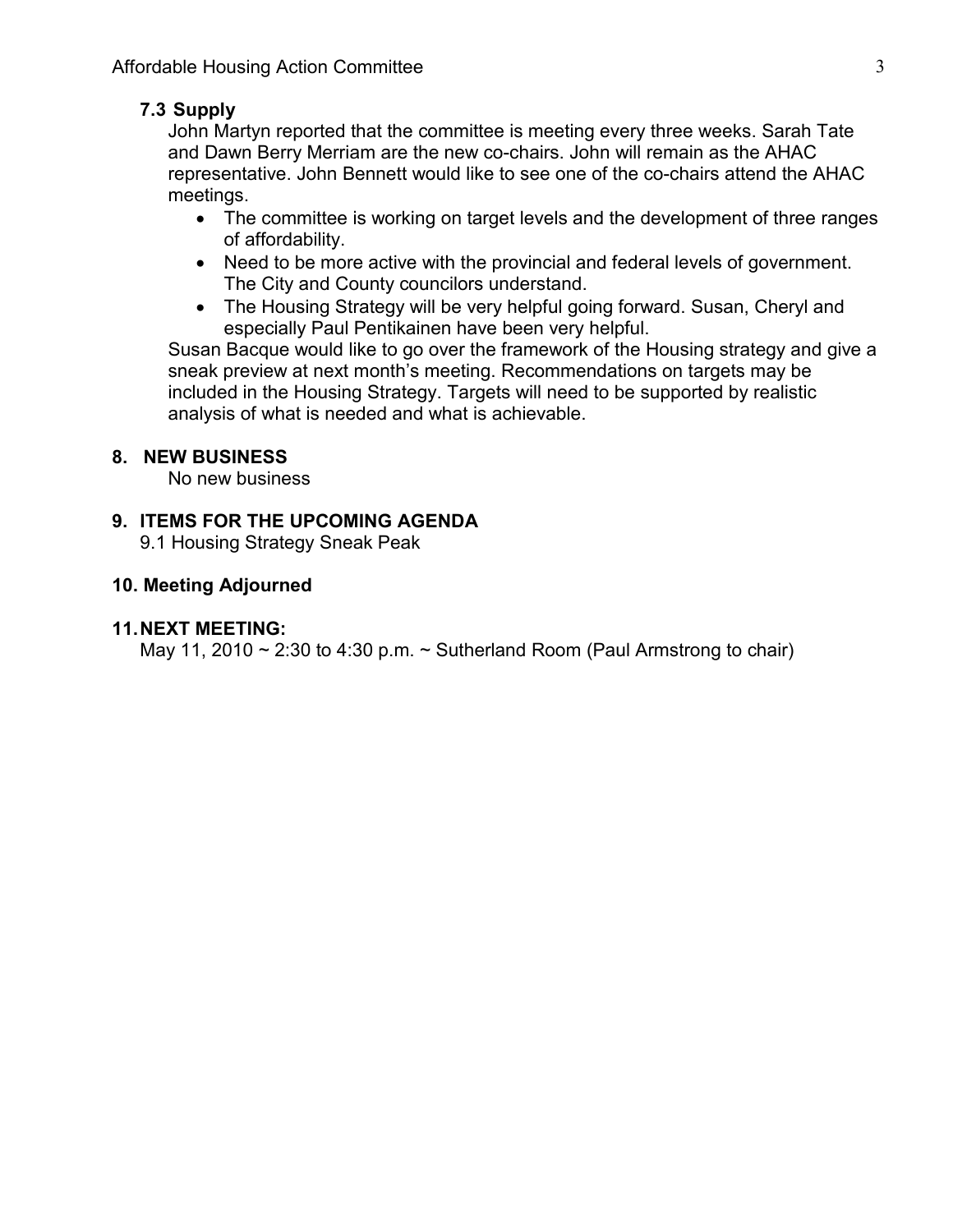### 7.3 Supply

John Martyn reported that the committee is meeting every three weeks. Sarah Tate and Dawn Berry Merriam are the new co-chairs. John will remain as the AHAC representative. John Bennett would like to see one of the co-chairs attend the AHAC meetings.

- The committee is working on target levels and the development of three ranges of affordability.
- Need to be more active with the provincial and federal levels of government. The City and County councilors understand.
- The Housing Strategy will be very helpful going forward. Susan, Cheryl and especially Paul Pentikainen have been very helpful.

Susan Bacque would like to go over the framework of the Housing strategy and give a sneak preview at next month's meeting. Recommendations on targets may be included in the Housing Strategy. Targets will need to be supported by realistic analysis of what is needed and what is achievable.

## 8. NEW BUSINESS

No new business

## 9. ITEMS FOR THE UPCOMING AGENDA

9.1 Housing Strategy Sneak Peak

## 10. Meeting Adjourned

## 11. NEXT MEETING:

May 11, 2010 ~ 2:30 to 4:30 p.m. ~ Sutherland Room (Paul Armstrong to chair)